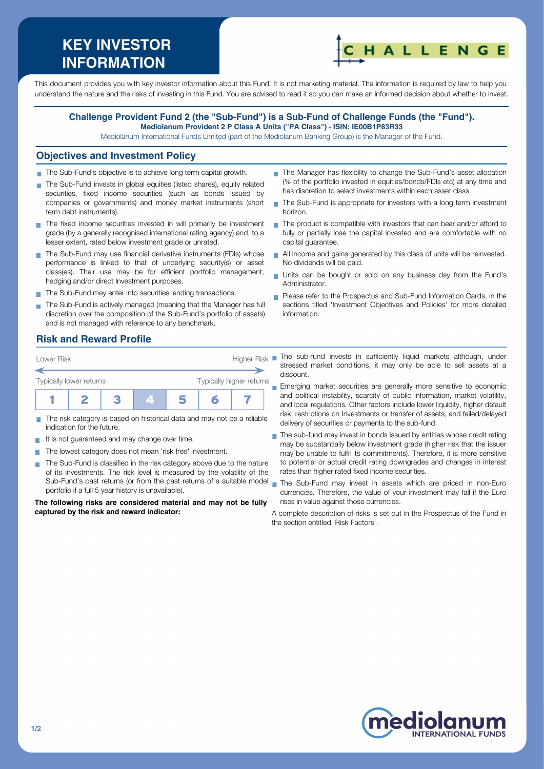# KEY INVESTOR INFORMATION

This document provides you with key investor information about this Fund. It is not marketing material. The information is required by law to help you understand the nature and the risks of investing in this Fund. You are advised to read it so you can make an informed decision about whether to invest.

**Challenge Provident Fund 2 (the "Sub-Fund") is a Sub-Fund of Challenge Funds (the "Fund").**
**Mediolanum Provident 2 P Class A Units ("PA Class") - ISIN: IE00B1P83R33**

Mediolanum International Funds Limited (part of the Mediolanum Banking Group) is the Manager of the Fund.

## Objectives and Investment Policy

- The Sub-Fund's objective is to achieve long term capital growth.
- The Sub-Fund invests in global equities (listed shares), equity related securities, fixed income securities (such as bonds issued by companies or governments) and money market instruments (short term debt instruments).
- The fixed income securities invested in will primarily be investment grade (by a generally recognised international rating agency) and, to a lesser extent, rated below investment grade or unrated.
- The Sub-Fund may use financial derivative instruments (FDIs) whose performance is linked to that of underlying security(s) or asset class(es). Their use may be for efficient portfolio management, hedging and/or direct Investment purposes.
- The Sub-Fund may enter into securities lending transactions.
- The Sub-Fund is actively managed (meaning that the Manager has full discretion over the composition of the Sub-Fund's portfolio of assets) and is not managed with reference to any benchmark.
- The Manager has flexibility to change the Sub-Fund's asset allocation (% of the portfolio invested in equities/bonds/FDIs etc) at any time and has discretion to select investments within each asset class.
- The Sub-Fund is appropriate for investors with a long term investment horizon.
- The product is compatible with investors that can bear and/or afford to fully or partially lose the capital invested and are comfortable with no capital guarantee.
- All income and gains generated by this class of units will be reinvested. No dividends will be paid.
- Units can be bought or sold on any business day from the Fund's Administrator.
- Please refer to the Prospectus and Sub-Fund Information Cards, in the sections titled 'Investment Objectives and Policies' for more detailed information.

## Risk and Reward Profile

| Lower Risk | | | | | | Higher Risk |
|---|---|---|---|---|---|---|
| Typically lower returns | | | | | | Typically higher returns |
| 1 | 2 | 3 | **4** | 5 | 6 | 7 |

- The risk category is based on historical data and may not be a reliable indication for the future.
- It is not guaranteed and may change over time.
- The lowest category does not mean 'risk free' investment.
- The Sub-Fund is classified in the risk category above due to the nature of its investments. The risk level is measured by the volatility of the Sub-Fund's past returns (or from the past returns of a suitable model portfolio if a full 5 year history is unavailable).

**The following risks are considered material and may not be fully captured by the risk and reward indicator:**

- The sub-fund invests in sufficiently liquid markets although, under stressed market conditions, it may only be able to sell assets at a discount.
- Emerging market securities are generally more sensitive to economic and political instability, scarcity of public information, market volatility, and local regulations. Other factors include lower liquidity, higher default risk, restrictions on Investments or transfer of assets, and failed/delayed delivery of securities or payments to the sub-fund.
- The sub-fund may invest in bonds issued by entities whose credit rating may be substantially below investment grade (higher risk that the issuer may be unable to fulfil its commitments). Therefore, it is more sensitive to potential or actual credit rating downgrades and changes in interest rates than higher rated fixed income securities.
- The Sub-Fund may invest in assets which are priced in non-Euro currencies. Therefore, the value of your investment may fall if the Euro rises in value against those currencies.

A complete description of risks is set out in the Prospectus of the Fund in the section entitled 'Risk Factors'.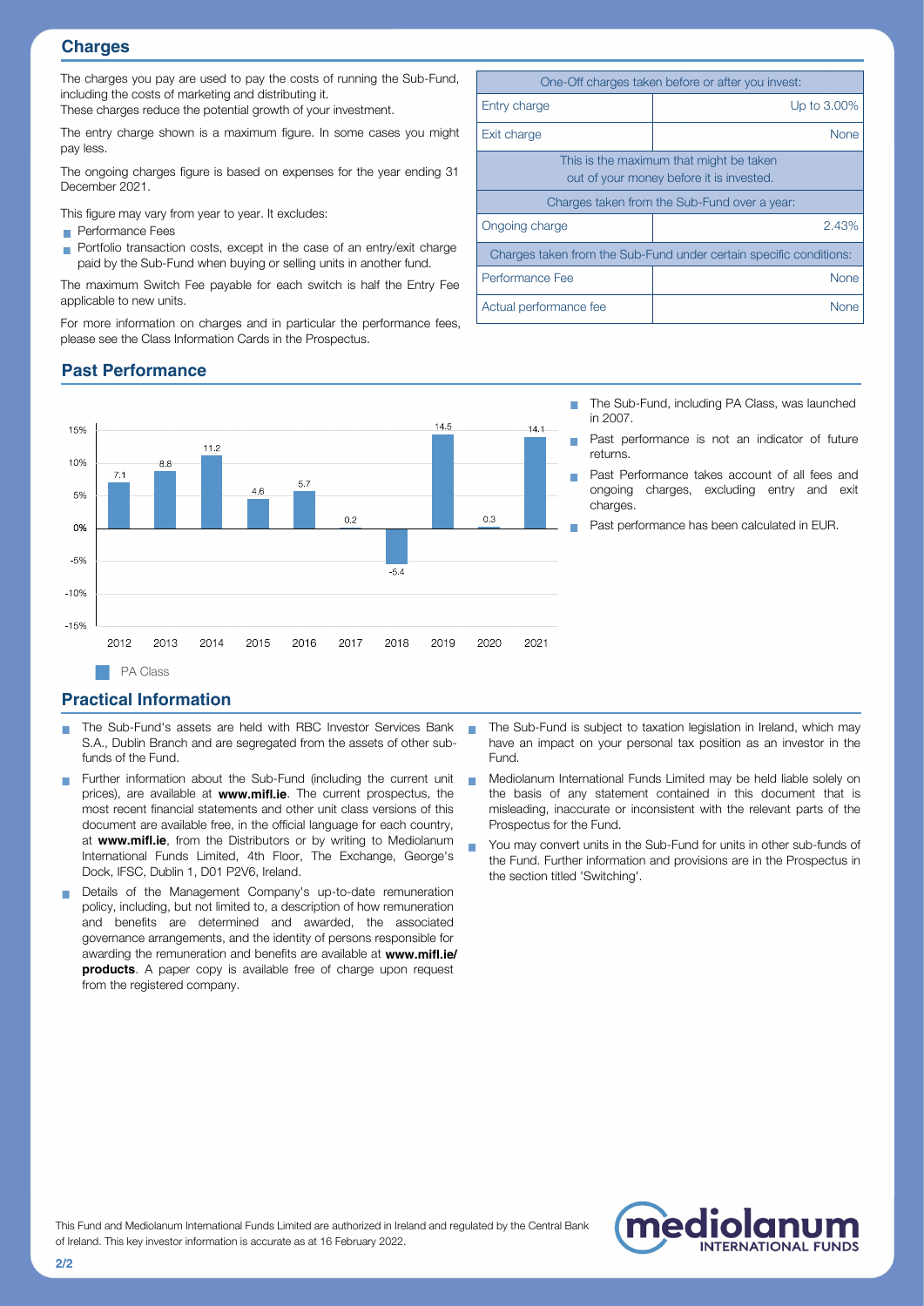## Charges

The charges you pay are used to pay the costs of running the Sub-Fund, including the costs of marketing and distributing it.
These charges reduce the potential growth of your investment.

The entry charge shown is a maximum figure. In some cases you might pay less.

The ongoing charges figure is based on expenses for the year ending 31 December 2021.

This figure may vary from year to year. It excludes:

- Performance Fees
- Portfolio transaction costs, except in the case of an entry/exit charge paid by the Sub-Fund when buying or selling units in another fund.

The maximum Switch Fee payable for each switch is half the Entry Fee applicable to new units.

For more information on charges and in particular the performance fees, please see the Class Information Cards in the Prospectus.

| One-Off charges taken before or after you invest: | |
|---|---|
| Entry charge | Up to 3.00% |
| Exit charge | None |
| This is the maximum that might be taken out of your money before it is invested. | |
| Charges taken from the Sub-Fund over a year: | |
| Ongoing charge | 2.43% |
| Charges taken from the Sub-Fund under certain specific conditions: | |
| Performance Fee | None |
| Actual performance fee | None |

## Past Performance

15%
10%
5%
0%
-5%
-10%
-15%

7.1 8.8 11.2 4.6 5.7 0.2 -5.4 14.5 0.3 14.1

2012 2013 2014 2015 2016 2017 2018 2019 2020 2021

PA Class

- The Sub-Fund, including PA Class, was launched in 2007.
- Past performance is not an indicator of future returns.
- Past Performance takes account of all fees and ongoing charges, excluding entry and exit charges.
- Past performance has been calculated in EUR.

## Practical Information

- The Sub-Fund's assets are held with RBC Investor Services Bank S.A., Dublin Branch and are segregated from the assets of other sub-funds of the Fund.
- Further information about the Sub-Fund (including the current unit prices), are available at **www.mifl.ie**. The current prospectus, the most recent financial statements and other unit class versions of this document are available free, in the official language for each country, at **www.mifl.ie**, from the Distributors or by writing to Mediolanum International Funds Limited, 4th Floor, The Exchange, George's Dock, IFSC, Dublin 1, D01 P2V6, Ireland.
- Details of the Management Company's up-to-date remuneration policy, including, but not limited to, a description of how remuneration and benefits are determined and awarded, the associated governance arrangements, and the identity of persons responsible for awarding the remuneration and benefits are available at **www.mifl.ie/products**. A paper copy is available free of charge upon request from the registered company.
- The Sub-Fund is subject to taxation legislation in Ireland, which may have an impact on your personal tax position as an investor in the Fund.
- Mediolanum International Funds Limited may be held liable solely on the basis of any statement contained in this document that is misleading, inaccurate or inconsistent with the relevant parts of the Prospectus for the Fund.
- You may convert units in the Sub-Fund for units in other sub-funds of the Fund. Further information and provisions are in the Prospectus in the section titled 'Switching'.

This Fund and Mediolanum International Funds Limited are authorized in Ireland and regulated by the Central Bank of Ireland. This key investor information is accurate as at 16 February 2022.